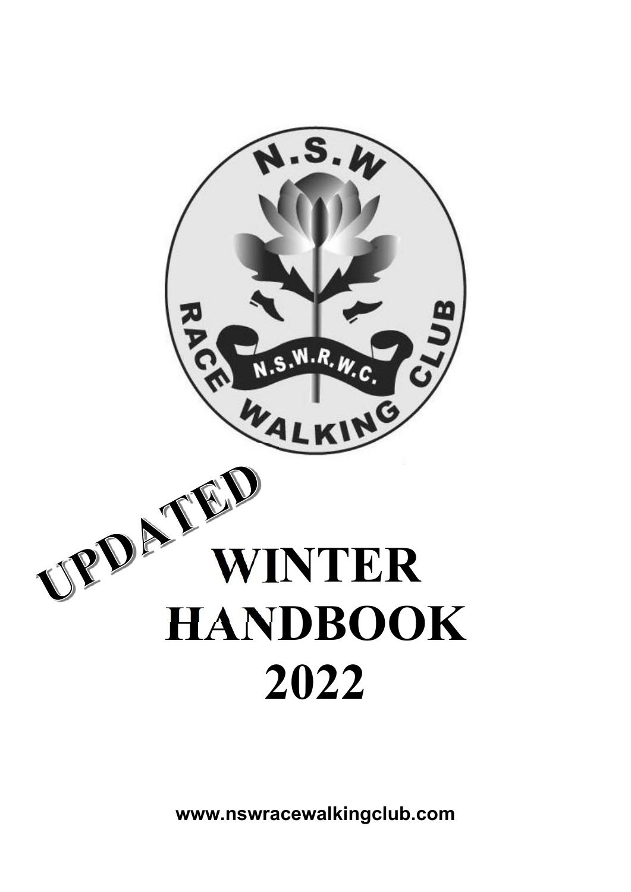UPDATED

# WINTER HANDBOOK 2022

www.nswracewalkingclub.com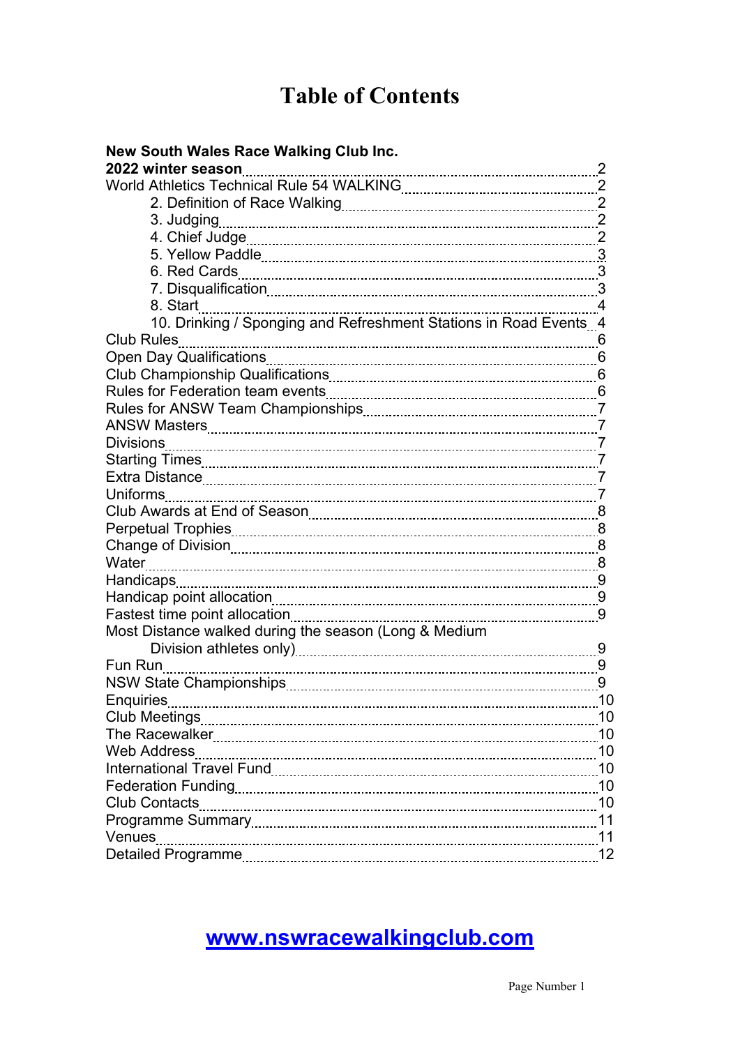# Table of Contents

| | |
|---|---|
| **New South Wales Race Walking Club Inc.** | |
| **2022 winter season** | 2 |
| World Athletics Technical Rule 54 WALKING | 2 |
| &nbsp;&nbsp;&nbsp;&nbsp;2. Definition of Race Walking | 2 |
| &nbsp;&nbsp;&nbsp;&nbsp;3. Judging | 2 |
| &nbsp;&nbsp;&nbsp;&nbsp;4. Chief Judge | 2 |
| &nbsp;&nbsp;&nbsp;&nbsp;5. Yellow Paddle | 3 |
| &nbsp;&nbsp;&nbsp;&nbsp;6. Red Cards | 3 |
| &nbsp;&nbsp;&nbsp;&nbsp;7. Disqualification | 3 |
| &nbsp;&nbsp;&nbsp;&nbsp;8. Start | 4 |
| &nbsp;&nbsp;&nbsp;&nbsp;10. Drinking / Sponging and Refreshment Stations in Road Events | 4 |
| Club Rules | 6 |
| Open Day Qualifications | 6 |
| Club Championship Qualifications | 6 |
| Rules for Federation team events | 6 |
| Rules for ANSW Team Championships | 7 |
| ANSW Masters | 7 |
| Divisions | 7 |
| Starting Times | 7 |
| Extra Distance | 7 |
| Uniforms | 7 |
| Club Awards at End of Season | 8 |
| Perpetual Trophies | 8 |
| Change of Division | 8 |
| Water | 8 |
| Handicaps | 9 |
| Handicap point allocation | 9 |
| Fastest time point allocation | 9 |
| Most Distance walked during the season (Long & Medium Division athletes only) | 9 |
| Fun Run | 9 |
| NSW State Championships | 9 |
| Enquiries | 10 |
| Club Meetings | 10 |
| The Racewalker | 10 |
| Web Address | 10 |
| International Travel Fund | 10 |
| Federation Funding | 10 |
| Club Contacts | 10 |
| Programme Summary | 11 |
| Venues | 11 |
| Detailed Programme | 12 |

**www.nswracewalkingclub.com**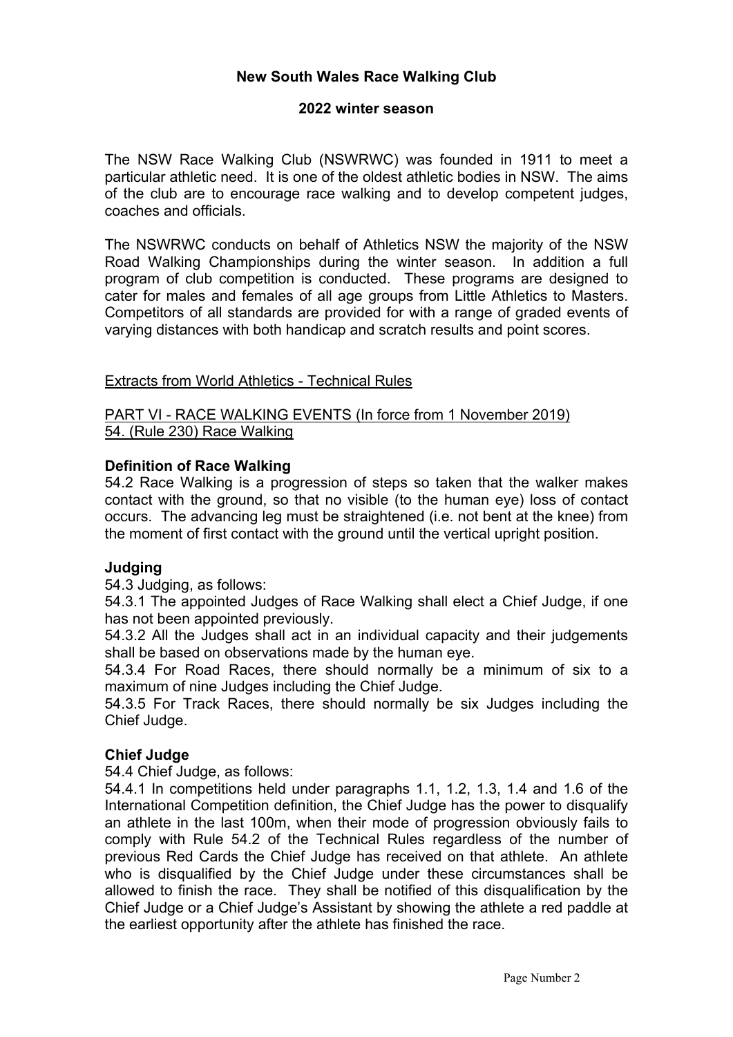**New South Wales Race Walking Club**

**2022 winter season**

The NSW Race Walking Club (NSWRWC) was founded in 1911 to meet a particular athletic need. It is one of the oldest athletic bodies in NSW. The aims of the club are to encourage race walking and to develop competent judges, coaches and officials.

The NSWRWC conducts on behalf of Athletics NSW the majority of the NSW Road Walking Championships during the winter season. In addition a full program of club competition is conducted. These programs are designed to cater for males and females of all age groups from Little Athletics to Masters. Competitors of all standards are provided for with a range of graded events of varying distances with both handicap and scratch results and point scores.

<u>Extracts from World Athletics - Technical Rules</u>

<u>PART VI - RACE WALKING EVENTS (In force from 1 November 2019)</u>
<u>54. (Rule 230) Race Walking</u>

**Definition of Race Walking**

54.2 Race Walking is a progression of steps so taken that the walker makes contact with the ground, so that no visible (to the human eye) loss of contact occurs. The advancing leg must be straightened (i.e. not bent at the knee) from the moment of first contact with the ground until the vertical upright position.

**Judging**

54.3 Judging, as follows:

54.3.1 The appointed Judges of Race Walking shall elect a Chief Judge, if one has not been appointed previously.

54.3.2 All the Judges shall act in an individual capacity and their judgements shall be based on observations made by the human eye.

54.3.4 For Road Races, there should normally be a minimum of six to a maximum of nine Judges including the Chief Judge.

54.3.5 For Track Races, there should normally be six Judges including the Chief Judge.

**Chief Judge**

54.4 Chief Judge, as follows:

54.4.1 In competitions held under paragraphs 1.1, 1.2, 1.3, 1.4 and 1.6 of the International Competition definition, the Chief Judge has the power to disqualify an athlete in the last 100m, when their mode of progression obviously fails to comply with Rule 54.2 of the Technical Rules regardless of the number of previous Red Cards the Chief Judge has received on that athlete. An athlete who is disqualified by the Chief Judge under these circumstances shall be allowed to finish the race. They shall be notified of this disqualification by the Chief Judge or a Chief Judge's Assistant by showing the athlete a red paddle at the earliest opportunity after the athlete has finished the race.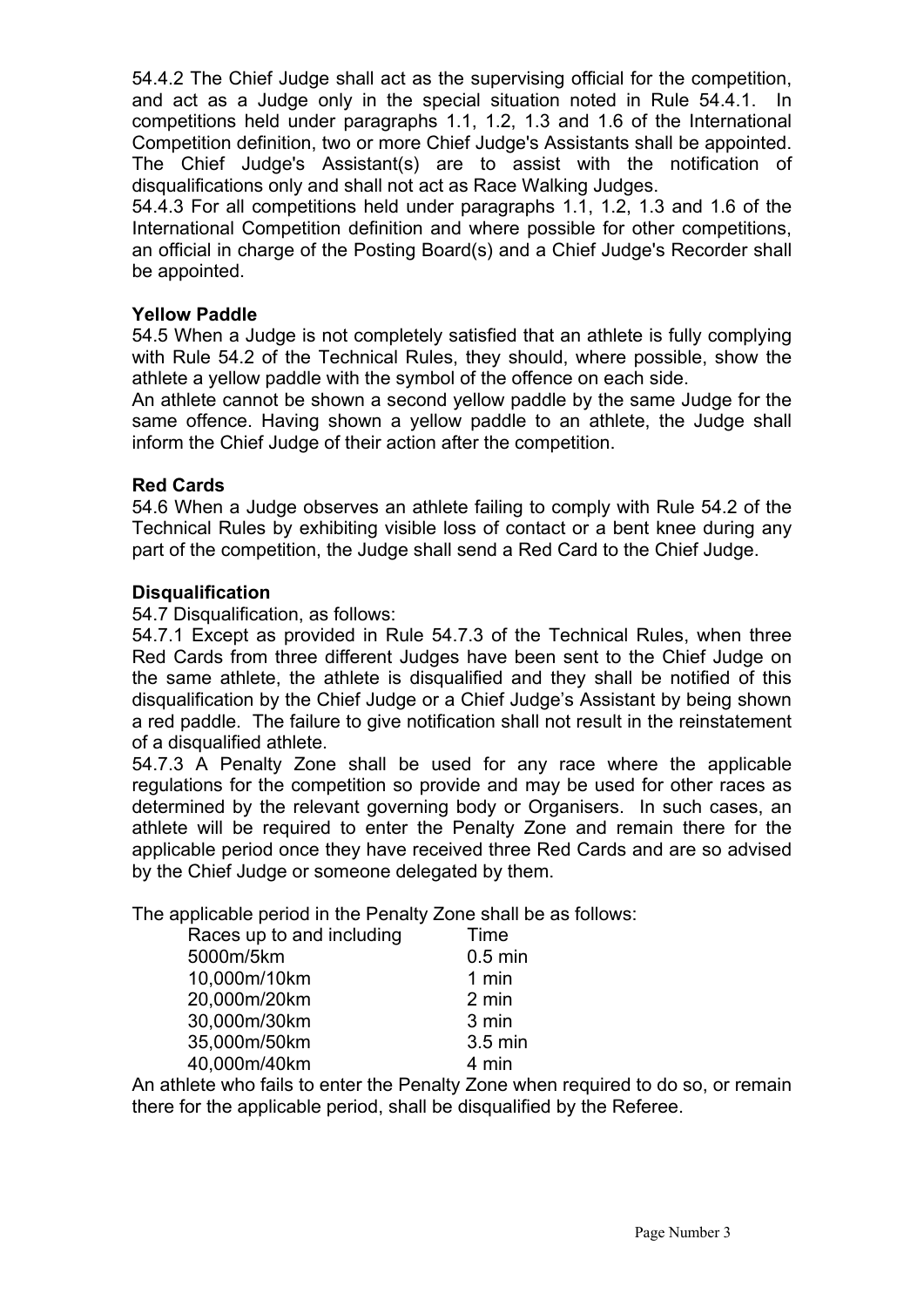54.4.2 The Chief Judge shall act as the supervising official for the competition, and act as a Judge only in the special situation noted in Rule 54.4.1. In competitions held under paragraphs 1.1, 1.2, 1.3 and 1.6 of the International Competition definition, two or more Chief Judge's Assistants shall be appointed. The Chief Judge's Assistant(s) are to assist with the notification of disqualifications only and shall not act as Race Walking Judges.

54.4.3 For all competitions held under paragraphs 1.1, 1.2, 1.3 and 1.6 of the International Competition definition and where possible for other competitions, an official in charge of the Posting Board(s) and a Chief Judge's Recorder shall be appointed.

**Yellow Paddle**

54.5 When a Judge is not completely satisfied that an athlete is fully complying with Rule 54.2 of the Technical Rules, they should, where possible, show the athlete a yellow paddle with the symbol of the offence on each side.

An athlete cannot be shown a second yellow paddle by the same Judge for the same offence. Having shown a yellow paddle to an athlete, the Judge shall inform the Chief Judge of their action after the competition.

**Red Cards**

54.6 When a Judge observes an athlete failing to comply with Rule 54.2 of the Technical Rules by exhibiting visible loss of contact or a bent knee during any part of the competition, the Judge shall send a Red Card to the Chief Judge.

**Disqualification**

54.7 Disqualification, as follows:

54.7.1 Except as provided in Rule 54.7.3 of the Technical Rules, when three Red Cards from three different Judges have been sent to the Chief Judge on the same athlete, the athlete is disqualified and they shall be notified of this disqualification by the Chief Judge or a Chief Judge's Assistant by being shown a red paddle. The failure to give notification shall not result in the reinstatement of a disqualified athlete.

54.7.3 A Penalty Zone shall be used for any race where the applicable regulations for the competition so provide and may be used for other races as determined by the relevant governing body or Organisers. In such cases, an athlete will be required to enter the Penalty Zone and remain there for the applicable period once they have received three Red Cards and are so advised by the Chief Judge or someone delegated by them.

The applicable period in the Penalty Zone shall be as follows:

| Races up to and including | Time |
|---|---|
| 5000m/5km | 0.5 min |
| 10,000m/10km | 1 min |
| 20,000m/20km | 2 min |
| 30,000m/30km | 3 min |
| 35,000m/50km | 3.5 min |
| 40,000m/40km | 4 min |

An athlete who fails to enter the Penalty Zone when required to do so, or remain there for the applicable period, shall be disqualified by the Referee.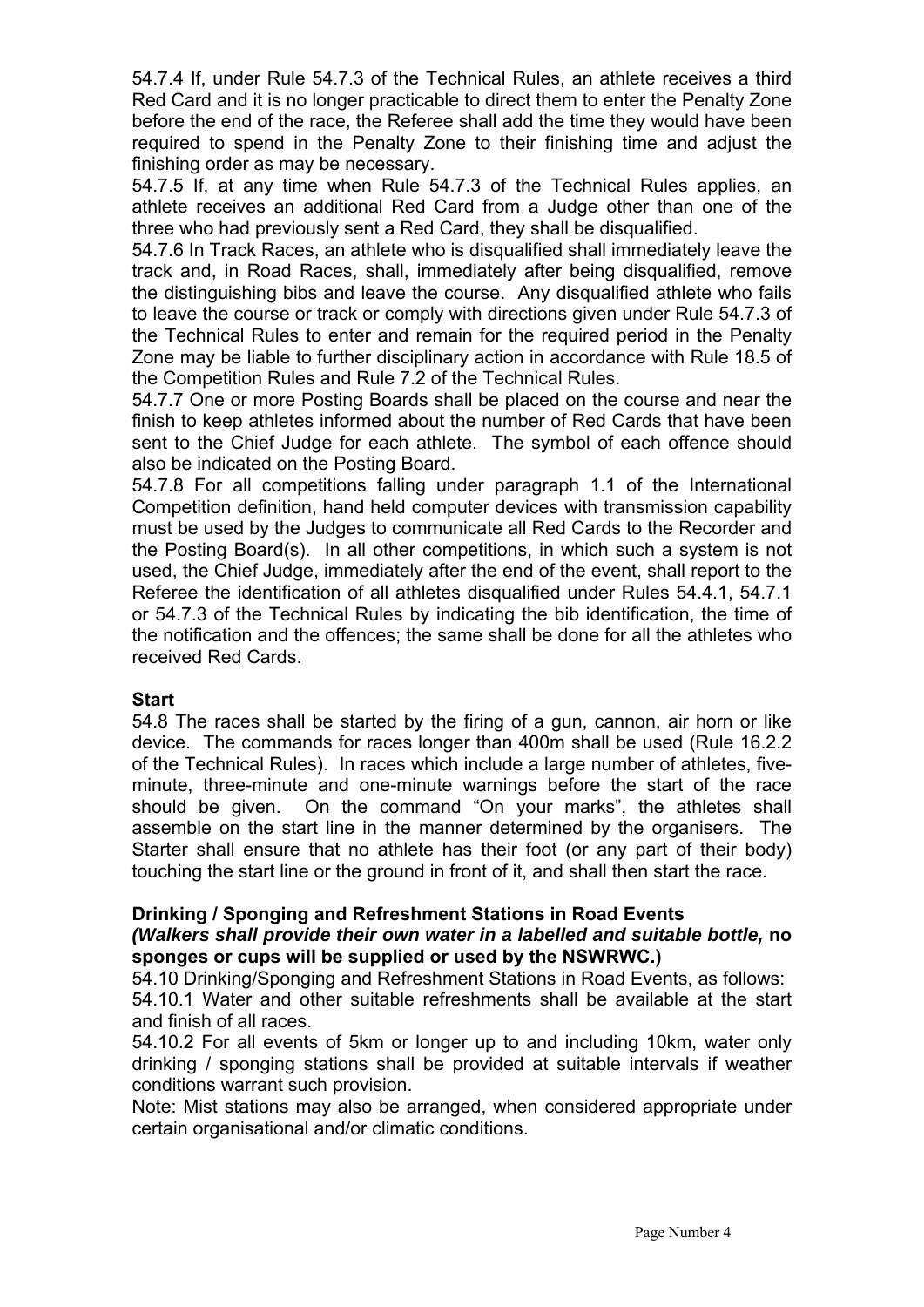54.7.4 If, under Rule 54.7.3 of the Technical Rules, an athlete receives a third Red Card and it is no longer practicable to direct them to enter the Penalty Zone before the end of the race, the Referee shall add the time they would have been required to spend in the Penalty Zone to their finishing time and adjust the finishing order as may be necessary.

54.7.5 If, at any time when Rule 54.7.3 of the Technical Rules applies, an athlete receives an additional Red Card from a Judge other than one of the three who had previously sent a Red Card, they shall be disqualified.

54.7.6 In Track Races, an athlete who is disqualified shall immediately leave the track and, in Road Races, shall, immediately after being disqualified, remove the distinguishing bibs and leave the course. Any disqualified athlete who fails to leave the course or track or comply with directions given under Rule 54.7.3 of the Technical Rules to enter and remain for the required period in the Penalty Zone may be liable to further disciplinary action in accordance with Rule 18.5 of the Competition Rules and Rule 7.2 of the Technical Rules.

54.7.7 One or more Posting Boards shall be placed on the course and near the finish to keep athletes informed about the number of Red Cards that have been sent to the Chief Judge for each athlete. The symbol of each offence should also be indicated on the Posting Board.

54.7.8 For all competitions falling under paragraph 1.1 of the International Competition definition, hand held computer devices with transmission capability must be used by the Judges to communicate all Red Cards to the Recorder and the Posting Board(s). In all other competitions, in which such a system is not used, the Chief Judge, immediately after the end of the event, shall report to the Referee the identification of all athletes disqualified under Rules 54.4.1, 54.7.1 or 54.7.3 of the Technical Rules by indicating the bib identification, the time of the notification and the offences; the same shall be done for all the athletes who received Red Cards.

**Start**

54.8 The races shall be started by the firing of a gun, cannon, air horn or like device. The commands for races longer than 400m shall be used (Rule 16.2.2 of the Technical Rules). In races which include a large number of athletes, five-minute, three-minute and one-minute warnings before the start of the race should be given. On the command "On your marks", the athletes shall assemble on the start line in the manner determined by the organisers. The Starter shall ensure that no athlete has their foot (or any part of their body) touching the start line or the ground in front of it, and shall then start the race.

**Drinking / Sponging and Refreshment Stations in Road Events**
***(Walkers shall provide their own water in a labelled and suitable bottle,* no sponges or cups will be supplied or used by the NSWRWC.)**

54.10 Drinking/Sponging and Refreshment Stations in Road Events, as follows:

54.10.1 Water and other suitable refreshments shall be available at the start and finish of all races.

54.10.2 For all events of 5km or longer up to and including 10km, water only drinking / sponging stations shall be provided at suitable intervals if weather conditions warrant such provision.

Note: Mist stations may also be arranged, when considered appropriate under certain organisational and/or climatic conditions.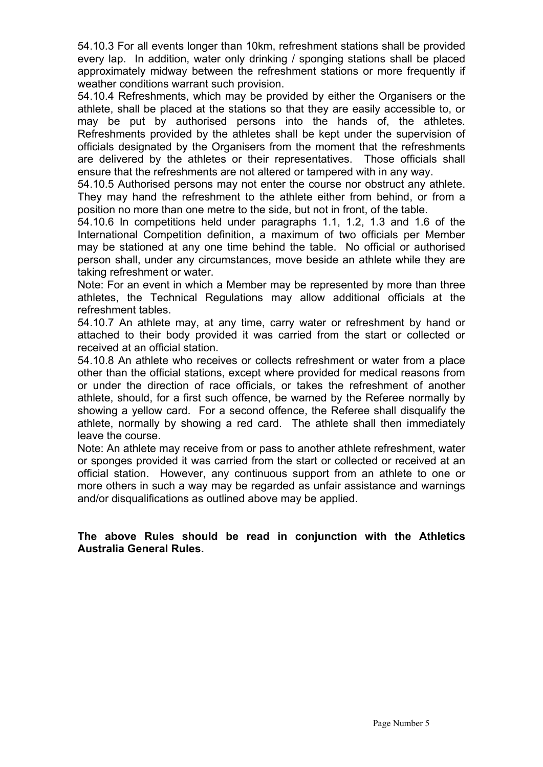54.10.3 For all events longer than 10km, refreshment stations shall be provided every lap. In addition, water only drinking / sponging stations shall be placed approximately midway between the refreshment stations or more frequently if weather conditions warrant such provision.

54.10.4 Refreshments, which may be provided by either the Organisers or the athlete, shall be placed at the stations so that they are easily accessible to, or may be put by authorised persons into the hands of, the athletes. Refreshments provided by the athletes shall be kept under the supervision of officials designated by the Organisers from the moment that the refreshments are delivered by the athletes or their representatives. Those officials shall ensure that the refreshments are not altered or tampered with in any way.

54.10.5 Authorised persons may not enter the course nor obstruct any athlete. They may hand the refreshment to the athlete either from behind, or from a position no more than one metre to the side, but not in front, of the table.

54.10.6 In competitions held under paragraphs 1.1, 1.2, 1.3 and 1.6 of the International Competition definition, a maximum of two officials per Member may be stationed at any one time behind the table. No official or authorised person shall, under any circumstances, move beside an athlete while they are taking refreshment or water.

Note: For an event in which a Member may be represented by more than three athletes, the Technical Regulations may allow additional officials at the refreshment tables.

54.10.7 An athlete may, at any time, carry water or refreshment by hand or attached to their body provided it was carried from the start or collected or received at an official station.

54.10.8 An athlete who receives or collects refreshment or water from a place other than the official stations, except where provided for medical reasons from or under the direction of race officials, or takes the refreshment of another athlete, should, for a first such offence, be warned by the Referee normally by showing a yellow card. For a second offence, the Referee shall disqualify the athlete, normally by showing a red card. The athlete shall then immediately leave the course.

Note: An athlete may receive from or pass to another athlete refreshment, water or sponges provided it was carried from the start or collected or received at an official station. However, any continuous support from an athlete to one or more others in such a way may be regarded as unfair assistance and warnings and/or disqualifications as outlined above may be applied.

**The above Rules should be read in conjunction with the Athletics Australia General Rules.**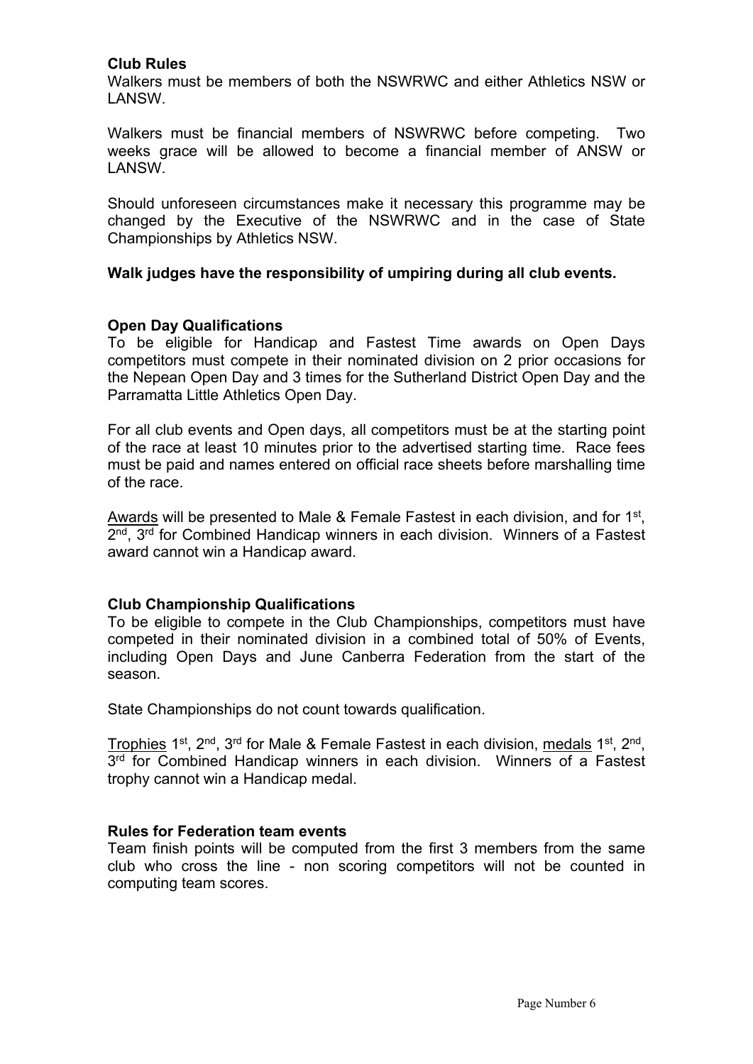**Club Rules**

Walkers must be members of both the NSWRWC and either Athletics NSW or LANSW.

Walkers must be financial members of NSWRWC before competing. Two weeks grace will be allowed to become a financial member of ANSW or LANSW.

Should unforeseen circumstances make it necessary this programme may be changed by the Executive of the NSWRWC and in the case of State Championships by Athletics NSW.

**Walk judges have the responsibility of umpiring during all club events.**

**Open Day Qualifications**

To be eligible for Handicap and Fastest Time awards on Open Days competitors must compete in their nominated division on 2 prior occasions for the Nepean Open Day and 3 times for the Sutherland District Open Day and the Parramatta Little Athletics Open Day.

For all club events and Open days, all competitors must be at the starting point of the race at least 10 minutes prior to the advertised starting time. Race fees must be paid and names entered on official race sheets before marshalling time of the race.

<u>Awards</u> will be presented to Male & Female Fastest in each division, and for 1st, 2nd, 3rd for Combined Handicap winners in each division. Winners of a Fastest award cannot win a Handicap award.

**Club Championship Qualifications**

To be eligible to compete in the Club Championships, competitors must have competed in their nominated division in a combined total of 50% of Events, including Open Days and June Canberra Federation from the start of the season.

State Championships do not count towards qualification.

<u>Trophies</u> 1st, 2nd, 3rd for Male & Female Fastest in each division, <u>medals</u> 1st, 2nd, 3rd for Combined Handicap winners in each division. Winners of a Fastest trophy cannot win a Handicap medal.

**Rules for Federation team events**

Team finish points will be computed from the first 3 members from the same club who cross the line - non scoring competitors will not be counted in computing team scores.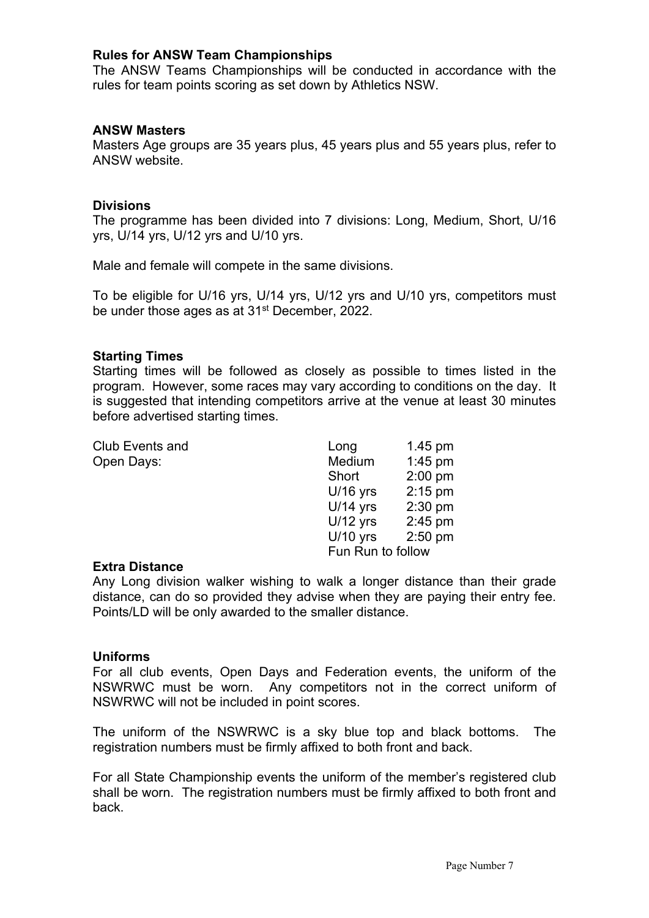### Rules for ANSW Team Championships

The ANSW Teams Championships will be conducted in accordance with the rules for team points scoring as set down by Athletics NSW.

### ANSW Masters

Masters Age groups are 35 years plus, 45 years plus and 55 years plus, refer to ANSW website.

### Divisions

The programme has been divided into 7 divisions: Long, Medium, Short, U/16 yrs, U/14 yrs, U/12 yrs and U/10 yrs.

Male and female will compete in the same divisions.

To be eligible for U/16 yrs, U/14 yrs, U/12 yrs and U/10 yrs, competitors must be under those ages as at 31st December, 2022.

### Starting Times

Starting times will be followed as closely as possible to times listed in the program. However, some races may vary according to conditions on the day. It is suggested that intending competitors arrive at the venue at least 30 minutes before advertised starting times.

| Club Events and Open Days: | | |
|---|---|---|
| | Long | 1.45 pm |
| | Medium | 1:45 pm |
| | Short | 2:00 pm |
| | U/16 yrs | 2:15 pm |
| | U/14 yrs | 2:30 pm |
| | U/12 yrs | 2:45 pm |
| | U/10 yrs | 2:50 pm |
| | Fun Run to follow | |

### Extra Distance

Any Long division walker wishing to walk a longer distance than their grade distance, can do so provided they advise when they are paying their entry fee. Points/LD will be only awarded to the smaller distance.

### Uniforms

For all club events, Open Days and Federation events, the uniform of the NSWRWC must be worn. Any competitors not in the correct uniform of NSWRWC will not be included in point scores.

The uniform of the NSWRWC is a sky blue top and black bottoms. The registration numbers must be firmly affixed to both front and back.

For all State Championship events the uniform of the member's registered club shall be worn. The registration numbers must be firmly affixed to both front and back.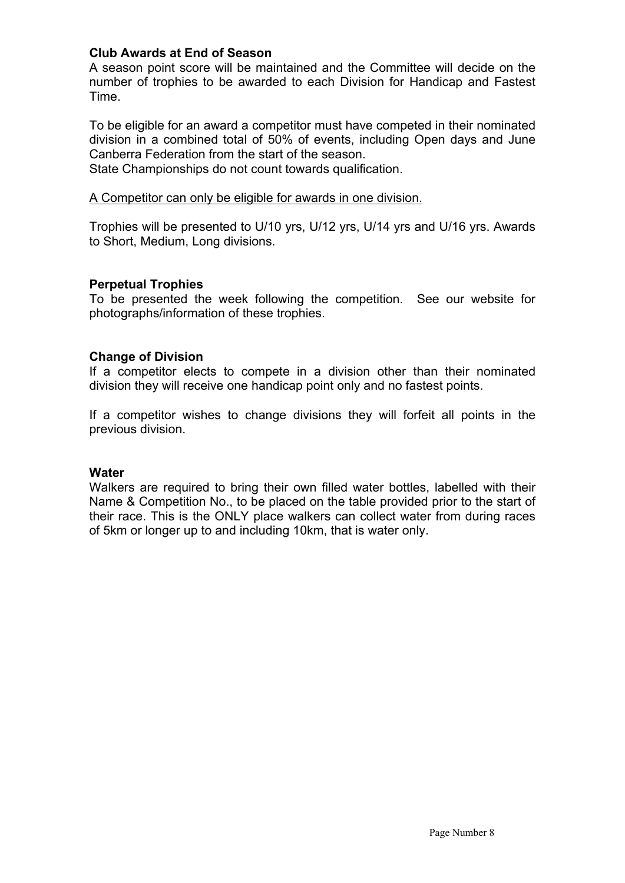**Club Awards at End of Season**

A season point score will be maintained and the Committee will decide on the number of trophies to be awarded to each Division for Handicap and Fastest Time.

To be eligible for an award a competitor must have competed in their nominated division in a combined total of 50% of events, including Open days and June Canberra Federation from the start of the season.
State Championships do not count towards qualification.

<u>A Competitor can only be eligible for awards in one division.</u>

Trophies will be presented to U/10 yrs, U/12 yrs, U/14 yrs and U/16 yrs. Awards to Short, Medium, Long divisions.

**Perpetual Trophies**

To be presented the week following the competition. See our website for photographs/information of these trophies.

**Change of Division**

If a competitor elects to compete in a division other than their nominated division they will receive one handicap point only and no fastest points.

If a competitor wishes to change divisions they will forfeit all points in the previous division.

**Water**

Walkers are required to bring their own filled water bottles, labelled with their Name & Competition No., to be placed on the table provided prior to the start of their race. This is the ONLY place walkers can collect water from during races of 5km or longer up to and including 10km, that is water only.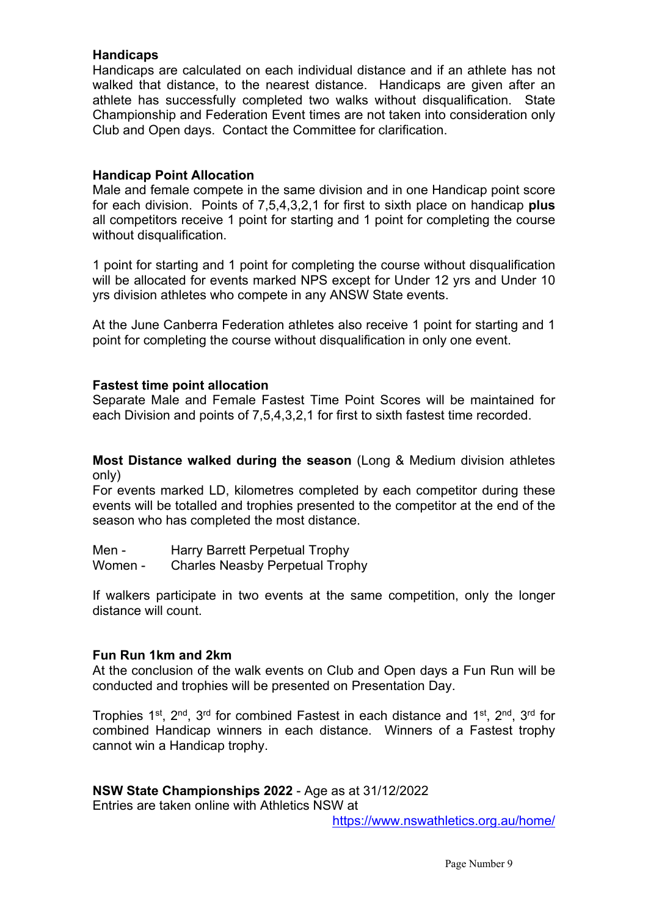**Handicaps**
Handicaps are calculated on each individual distance and if an athlete has not walked that distance, to the nearest distance. Handicaps are given after an athlete has successfully completed two walks without disqualification. State Championship and Federation Event times are not taken into consideration only Club and Open days. Contact the Committee for clarification.

**Handicap Point Allocation**
Male and female compete in the same division and in one Handicap point score for each division. Points of 7,5,4,3,2,1 for first to sixth place on handicap **plus** all competitors receive 1 point for starting and 1 point for completing the course without disqualification.

1 point for starting and 1 point for completing the course without disqualification will be allocated for events marked NPS except for Under 12 yrs and Under 10 yrs division athletes who compete in any ANSW State events.

At the June Canberra Federation athletes also receive 1 point for starting and 1 point for completing the course without disqualification in only one event.

**Fastest time point allocation**
Separate Male and Female Fastest Time Point Scores will be maintained for each Division and points of 7,5,4,3,2,1 for first to sixth fastest time recorded.

**Most Distance walked during the season** (Long & Medium division athletes only)
For events marked LD, kilometres completed by each competitor during these events will be totalled and trophies presented to the competitor at the end of the season who has completed the most distance.

Men - Harry Barrett Perpetual Trophy
Women - Charles Neasby Perpetual Trophy

If walkers participate in two events at the same competition, only the longer distance will count.

**Fun Run 1km and 2km**
At the conclusion of the walk events on Club and Open days a Fun Run will be conducted and trophies will be presented on Presentation Day.

Trophies 1st, 2nd, 3rd for combined Fastest in each distance and 1st, 2nd, 3rd for combined Handicap winners in each distance. Winners of a Fastest trophy cannot win a Handicap trophy.

**NSW State Championships 2022** - Age as at 31/12/2022
Entries are taken online with Athletics NSW at https://www.nswathletics.org.au/home/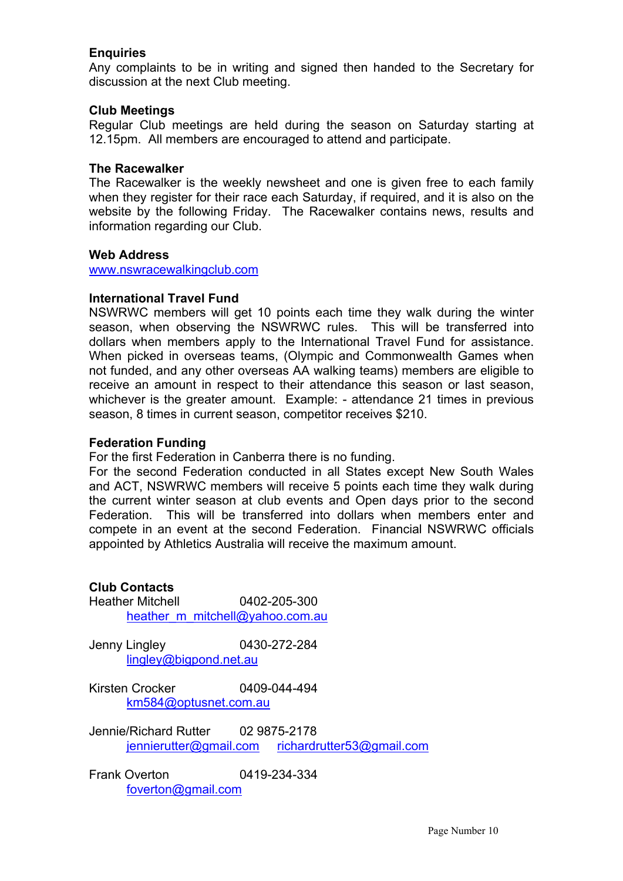**Enquiries**
Any complaints to be in writing and signed then handed to the Secretary for discussion at the next Club meeting.

**Club Meetings**
Regular Club meetings are held during the season on Saturday starting at 12.15pm. All members are encouraged to attend and participate.

**The Racewalker**
The Racewalker is the weekly newsheet and one is given free to each family when they register for their race each Saturday, if required, and it is also on the website by the following Friday. The Racewalker contains news, results and information regarding our Club.

**Web Address**
www.nswracewalkingclub.com

**International Travel Fund**
NSWRWC members will get 10 points each time they walk during the winter season, when observing the NSWRWC rules. This will be transferred into dollars when members apply to the International Travel Fund for assistance. When picked in overseas teams, (Olympic and Commonwealth Games when not funded, and any other overseas AA walking teams) members are eligible to receive an amount in respect to their attendance this season or last season, whichever is the greater amount. Example: - attendance 21 times in previous season, 8 times in current season, competitor receives $210.

**Federation Funding**
For the first Federation in Canberra there is no funding.
For the second Federation conducted in all States except New South Wales and ACT, NSWRWC members will receive 5 points each time they walk during the current winter season at club events and Open days prior to the second Federation. This will be transferred into dollars when members enter and compete in an event at the second Federation. Financial NSWRWC officials appointed by Athletics Australia will receive the maximum amount.

**Club Contacts**

Heather Mitchell 0402-205-300
heather_m_mitchell@yahoo.com.au

Jenny Lingley 0430-272-284
lingley@bigpond.net.au

Kirsten Crocker 0409-044-494
km584@optusnet.com.au

Jennie/Richard Rutter 02 9875-2178
jennierutter@gmail.com richardrutter53@gmail.com

Frank Overton 0419-234-334
foverton@gmail.com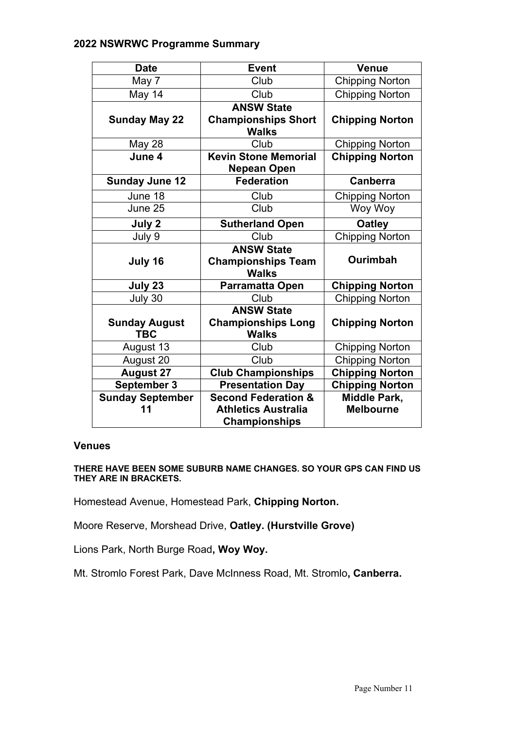## 2022 NSWRWC Programme Summary

| Date | Event | Venue |
|---|---|---|
| May 7 | Club | Chipping Norton |
| May 14 | Club | Chipping Norton |
| **Sunday May 22** | **ANSW State Championships Short Walks** | **Chipping Norton** |
| May 28 | Club | Chipping Norton |
| **June 4** | **Kevin Stone Memorial Nepean Open** | **Chipping Norton** |
| **Sunday June 12** | **Federation** | **Canberra** |
| June 18 | Club | Chipping Norton |
| June 25 | Club | Woy Woy |
| **July 2** | **Sutherland Open** | **Oatley** |
| July 9 | Club | Chipping Norton |
| **July 16** | **ANSW State Championships Team Walks** | **Ourimbah** |
| **July 23** | **Parramatta Open** | **Chipping Norton** |
| July 30 | Club | Chipping Norton |
| **Sunday August TBC** | **ANSW State Championships Long Walks** | **Chipping Norton** |
| August 13 | Club | Chipping Norton |
| August 20 | Club | Chipping Norton |
| **August 27** | **Club Championships** | **Chipping Norton** |
| **September 3** | **Presentation Day** | **Chipping Norton** |
| **Sunday September 11** | **Second Federation & Athletics Australia Championships** | **Middle Park, Melbourne** |

### Venues

**THERE HAVE BEEN SOME SUBURB NAME CHANGES. SO YOUR GPS CAN FIND US THEY ARE IN BRACKETS.**

Homestead Avenue, Homestead Park, **Chipping Norton.**

Moore Reserve, Morshead Drive, **Oatley. (Hurstville Grove)**

Lions Park, North Burge Road**, Woy Woy.**

Mt. Stromlo Forest Park, Dave McInness Road, Mt. Stromlo**, Canberra.**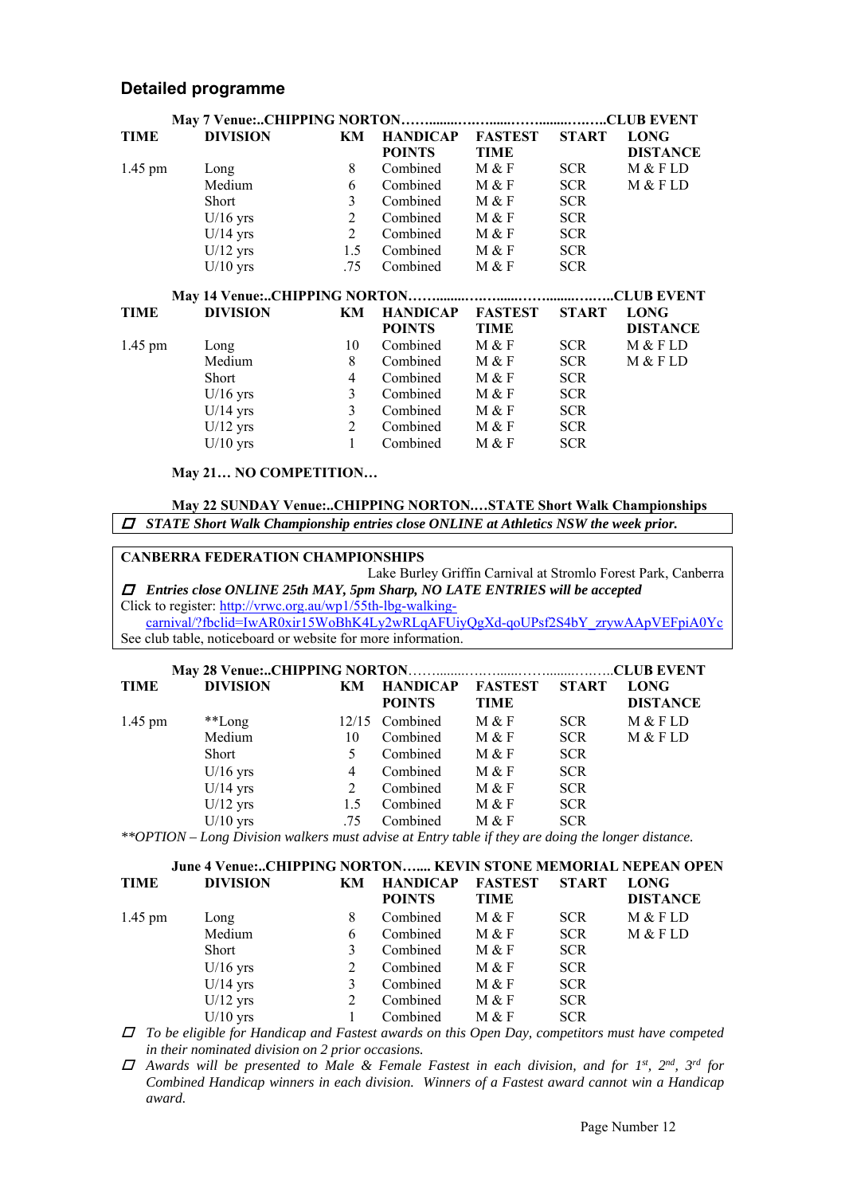## Detailed programme

**May 7 Venue:..CHIPPING NORTON……........……......……........………CLUB EVENT**

| TIME | DIVISION | KM | HANDICAP POINTS | FASTEST TIME | START | LONG DISTANCE |
|---|---|---|---|---|---|---|
| 1.45 pm | Long | 8 | Combined | M & F | SCR | M & F LD |
| | Medium | 6 | Combined | M & F | SCR | M & F LD |
| | Short | 3 | Combined | M & F | SCR | |
| | U/16 yrs | 2 | Combined | M & F | SCR | |
| | U/14 yrs | 2 | Combined | M & F | SCR | |
| | U/12 yrs | 1.5 | Combined | M & F | SCR | |
| | U/10 yrs | .75 | Combined | M & F | SCR | |

**May 14 Venue:..CHIPPING NORTON……........……......……........………CLUB EVENT**

| TIME | DIVISION | KM | HANDICAP POINTS | FASTEST TIME | START | LONG DISTANCE |
|---|---|---|---|---|---|---|
| 1.45 pm | Long | 10 | Combined | M & F | SCR | M & F LD |
| | Medium | 8 | Combined | M & F | SCR | M & F LD |
| | Short | 4 | Combined | M & F | SCR | |
| | U/16 yrs | 3 | Combined | M & F | SCR | |
| | U/14 yrs | 3 | Combined | M & F | SCR | |
| | U/12 yrs | 2 | Combined | M & F | SCR | |
| | U/10 yrs | 1 | Combined | M & F | SCR | |

**May 21… NO COMPETITION…**

**May 22 SUNDAY Venue:..CHIPPING NORTON.…STATE Short Walk Championships**

- ***STATE Short Walk Championship entries close ONLINE at Athletics NSW the week prior.***

**CANBERRA FEDERATION CHAMPIONSHIPS**

Lake Burley Griffin Carnival at Stromlo Forest Park, Canberra

- ***Entries close ONLINE 25th MAY, 5pm Sharp, NO LATE ENTRIES will be accepted***

Click to register: http://vrwc.org.au/wp1/55th-lbg-walking-carnival/?fbclid=IwAR0xir15WoBhK4Ly2wRLqAFUiyQgXd-qoUPsf2S4bY_zrywAApVEFpiA0Yc

See club table, noticeboard or website for more information.

**May 28 Venue:..CHIPPING NORTON……........……......……........………CLUB EVENT**

| TIME | DIVISION | KM | HANDICAP POINTS | FASTEST TIME | START | LONG DISTANCE |
|---|---|---|---|---|---|---|
| 1.45 pm | **Long | 12/15 | Combined | M & F | SCR | M & F LD |
| | Medium | 10 | Combined | M & F | SCR | M & F LD |
| | Short | 5 | Combined | M & F | SCR | |
| | U/16 yrs | 4 | Combined | M & F | SCR | |
| | U/14 yrs | 2 | Combined | M & F | SCR | |
| | U/12 yrs | 1.5 | Combined | M & F | SCR | |
| | U/10 yrs | .75 | Combined | M & F | SCR | |

*\*\*OPTION – Long Division walkers must advise at Entry table if they are doing the longer distance.*

**June 4 Venue:..CHIPPING NORTON…..... KEVIN STONE MEMORIAL NEPEAN OPEN**

| TIME | DIVISION | KM | HANDICAP POINTS | FASTEST TIME | START | LONG DISTANCE |
|---|---|---|---|---|---|---|
| 1.45 pm | Long | 8 | Combined | M & F | SCR | M & F LD |
| | Medium | 6 | Combined | M & F | SCR | M & F LD |
| | Short | 3 | Combined | M & F | SCR | |
| | U/16 yrs | 2 | Combined | M & F | SCR | |
| | U/14 yrs | 3 | Combined | M & F | SCR | |
| | U/12 yrs | 2 | Combined | M & F | SCR | |
| | U/10 yrs | 1 | Combined | M & F | SCR | |

- *To be eligible for Handicap and Fastest awards on this Open Day, competitors must have competed in their nominated division on 2 prior occasions.*
- *Awards will be presented to Male & Female Fastest in each division, and for 1st, 2nd, 3rd for Combined Handicap winners in each division. Winners of a Fastest award cannot win a Handicap award.*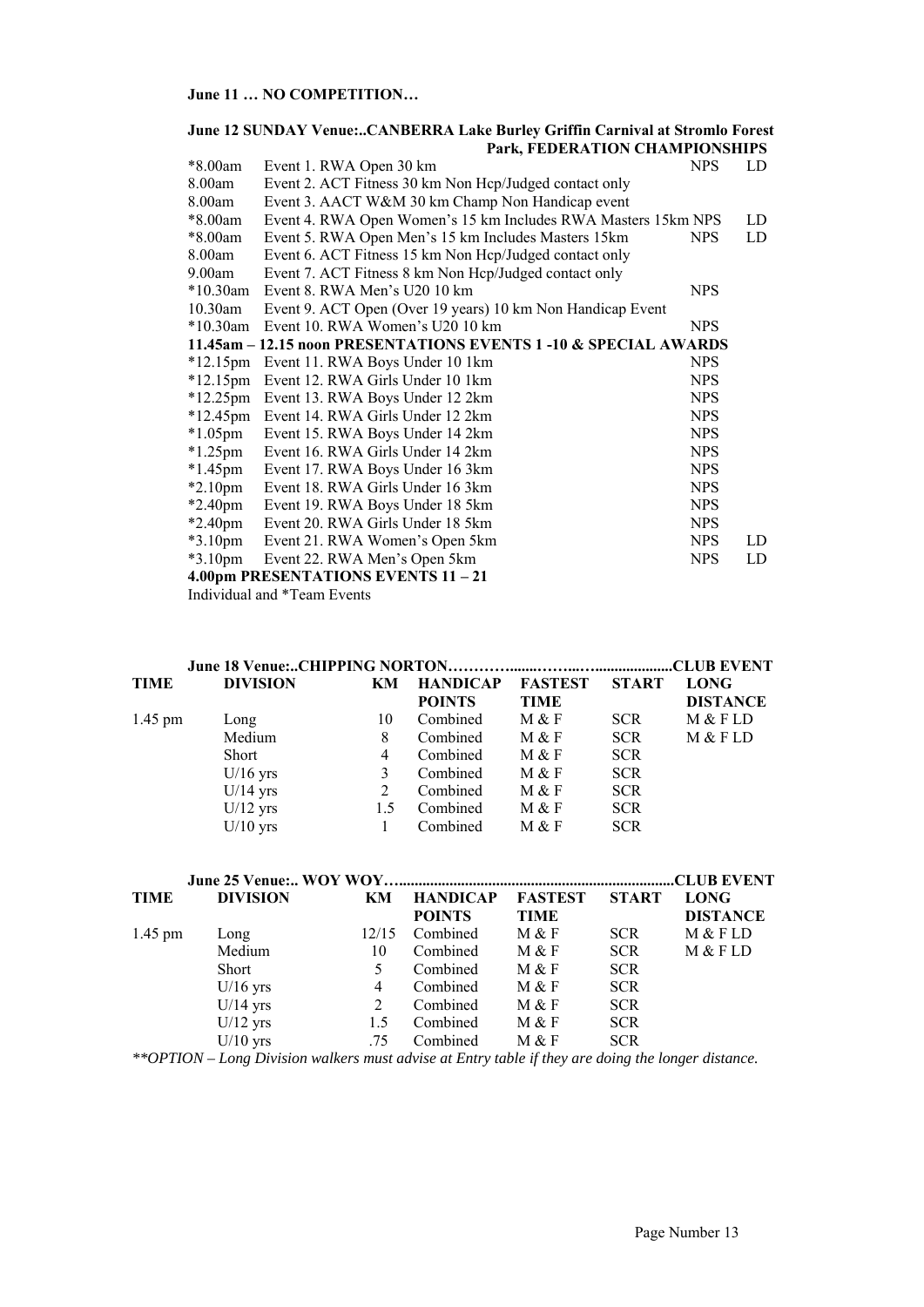**June 11 … NO COMPETITION…**

**June 12 SUNDAY Venue:..CANBERRA Lake Burley Griffin Carnival at Stromlo Forest Park, FEDERATION CHAMPIONSHIPS**

| | | | |
|---|---|---|---|
| *8.00am | Event 1. RWA Open 30 km | NPS | LD |
| 8.00am | Event 2. ACT Fitness 30 km Non Hcp/Judged contact only | | |
| 8.00am | Event 3. AACT W&M 30 km Champ Non Handicap event | | |
| *8.00am | Event 4. RWA Open Women's 15 km Includes RWA Masters 15km | NPS | LD |
| *8.00am | Event 5. RWA Open Men's 15 km Includes Masters 15km | NPS | LD |
| 8.00am | Event 6. ACT Fitness 15 km Non Hcp/Judged contact only | | |
| 9.00am | Event 7. ACT Fitness 8 km Non Hcp/Judged contact only | | |
| *10.30am | Event 8. RWA Men's U20 10 km | NPS | |
| 10.30am | Event 9. ACT Open (Over 19 years) 10 km Non Handicap Event | | |
| *10.30am | Event 10. RWA Women's U20 10 km | NPS | |
| **11.45am – 12.15 noon PRESENTATIONS EVENTS 1 -10 & SPECIAL AWARDS** | | | |
| *12.15pm | Event 11. RWA Boys Under 10 1km | NPS | |
| *12.15pm | Event 12. RWA Girls Under 10 1km | NPS | |
| *12.25pm | Event 13. RWA Boys Under 12 2km | NPS | |
| *12.45pm | Event 14. RWA Girls Under 12 2km | NPS | |
| *1.05pm | Event 15. RWA Boys Under 14 2km | NPS | |
| *1.25pm | Event 16. RWA Girls Under 14 2km | NPS | |
| *1.45pm | Event 17. RWA Boys Under 16 3km | NPS | |
| *2.10pm | Event 18. RWA Girls Under 16 3km | NPS | |
| *2.40pm | Event 19. RWA Boys Under 18 5km | NPS | |
| *2.40pm | Event 20. RWA Girls Under 18 5km | NPS | |
| *3.10pm | Event 21. RWA Women's Open 5km | NPS | LD |
| *3.10pm | Event 22. RWA Men's Open 5km | NPS | LD |

**4.00pm PRESENTATIONS EVENTS 11 – 21**

Individual and *Team Events

**June 18 Venue:..CHIPPING NORTON…………......……...…...................CLUB EVENT**

| TIME | DIVISION | KM | HANDICAP POINTS | FASTEST TIME | START | LONG DISTANCE |
|---|---|---|---|---|---|---|
| 1.45 pm | Long | 10 | Combined | M & F | SCR | M & F LD |
| | Medium | 8 | Combined | M & F | SCR | M & F LD |
| | Short | 4 | Combined | M & F | SCR | |
| | U/16 yrs | 3 | Combined | M & F | SCR | |
| | U/14 yrs | 2 | Combined | M & F | SCR | |
| | U/12 yrs | 1.5 | Combined | M & F | SCR | |
| | U/10 yrs | 1 | Combined | M & F | SCR | |

**June 25 Venue:.. WOY WOY….......................................................................CLUB EVENT**

| TIME | DIVISION | KM | HANDICAP POINTS | FASTEST TIME | START | LONG DISTANCE |
|---|---|---|---|---|---|---|
| 1.45 pm | Long | 12/15 | Combined | M & F | SCR | M & F LD |
| | Medium | 10 | Combined | M & F | SCR | M & F LD |
| | Short | 5 | Combined | M & F | SCR | |
| | U/16 yrs | 4 | Combined | M & F | SCR | |
| | U/14 yrs | 2 | Combined | M & F | SCR | |
| | U/12 yrs | 1.5 | Combined | M & F | SCR | |
| | U/10 yrs | .75 | Combined | M & F | SCR | |

*\*\*OPTION – Long Division walkers must advise at Entry table if they are doing the longer distance.*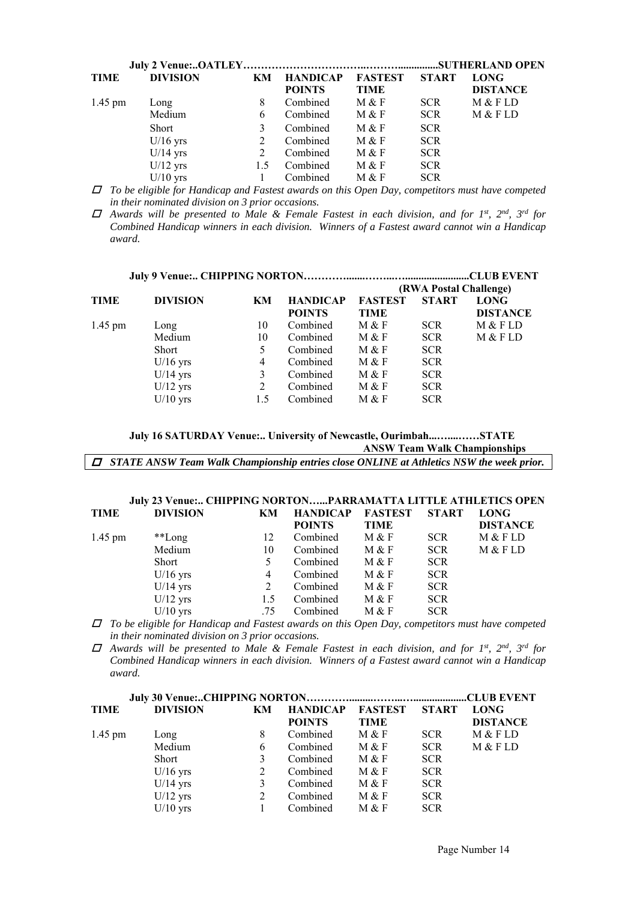**July 2 Venue:..OATLEY……………………………..………..............SUTHERLAND OPEN**

| TIME | DIVISION | KM | HANDICAP POINTS | FASTEST | START | LONG DISTANCE |
|---|---|---|---|---|---|---|
| 1.45 pm | Long | 8 | Combined | M & F | SCR | M & F LD |
| | Medium | 6 | Combined | M & F | SCR | M & F LD |
| | Short | 3 | Combined | M & F | SCR | |
| | U/16 yrs | 2 | Combined | M & F | SCR | |
| | U/14 yrs | 2 | Combined | M & F | SCR | |
| | U/12 yrs | 1.5 | Combined | M & F | SCR | |
| | U/10 yrs | 1 | Combined | M & F | SCR | |

- *To be eligible for Handicap and Fastest awards on this Open Day, competitors must have competed in their nominated division on 3 prior occasions.*
- *Awards will be presented to Male & Female Fastest in each division, and for 1st, 2nd, 3rd for Combined Handicap winners in each division. Winners of a Fastest award cannot win a Handicap award.*

**July 9 Venue:.. CHIPPING NORTON…………........……...….......................CLUB EVENT**
**(RWA Postal Challenge)**

| TIME | DIVISION | KM | HANDICAP POINTS | FASTEST TIME | START | LONG DISTANCE |
|---|---|---|---|---|---|---|
| 1.45 pm | Long | 10 | Combined | M & F | SCR | M & F LD |
| | Medium | 10 | Combined | M & F | SCR | M & F LD |
| | Short | 5 | Combined | M & F | SCR | |
| | U/16 yrs | 4 | Combined | M & F | SCR | |
| | U/14 yrs | 3 | Combined | M & F | SCR | |
| | U/12 yrs | 2 | Combined | M & F | SCR | |
| | U/10 yrs | 1.5 | Combined | M & F | SCR | |

**July 16 SATURDAY Venue:.. University of Newcastle, Ourimbah...…....……STATE**
**ANSW Team Walk Championships**

- ***STATE ANSW Team Walk Championship entries close ONLINE at Athletics NSW the week prior.***

**July 23 Venue:.. CHIPPING NORTON…...PARRAMATTA LITTLE ATHLETICS OPEN**

| TIME | DIVISION | KM | HANDICAP POINTS | FASTEST TIME | START | LONG DISTANCE |
|---|---|---|---|---|---|---|
| 1.45 pm | **Long | 12 | Combined | M & F | SCR | M & F LD |
| | Medium | 10 | Combined | M & F | SCR | M & F LD |
| | Short | 5 | Combined | M & F | SCR | |
| | U/16 yrs | 4 | Combined | M & F | SCR | |
| | U/14 yrs | 2 | Combined | M & F | SCR | |
| | U/12 yrs | 1.5 | Combined | M & F | SCR | |
| | U/10 yrs | .75 | Combined | M & F | SCR | |

- *To be eligible for Handicap and Fastest awards on this Open Day, competitors must have competed in their nominated division on 3 prior occasions.*
- *Awards will be presented to Male & Female Fastest in each division, and for 1st, 2nd, 3rd for Combined Handicap winners in each division. Winners of a Fastest award cannot win a Handicap award.*

**July 30 Venue:..CHIPPING NORTON…………........……...….....................CLUB EVENT**

| TIME | DIVISION | KM | HANDICAP POINTS | FASTEST TIME | START | LONG DISTANCE |
|---|---|---|---|---|---|---|
| 1.45 pm | Long | 8 | Combined | M & F | SCR | M & F LD |
| | Medium | 6 | Combined | M & F | SCR | M & F LD |
| | Short | 3 | Combined | M & F | SCR | |
| | U/16 yrs | 2 | Combined | M & F | SCR | |
| | U/14 yrs | 3 | Combined | M & F | SCR | |
| | U/12 yrs | 2 | Combined | M & F | SCR | |
| | U/10 yrs | 1 | Combined | M & F | SCR | |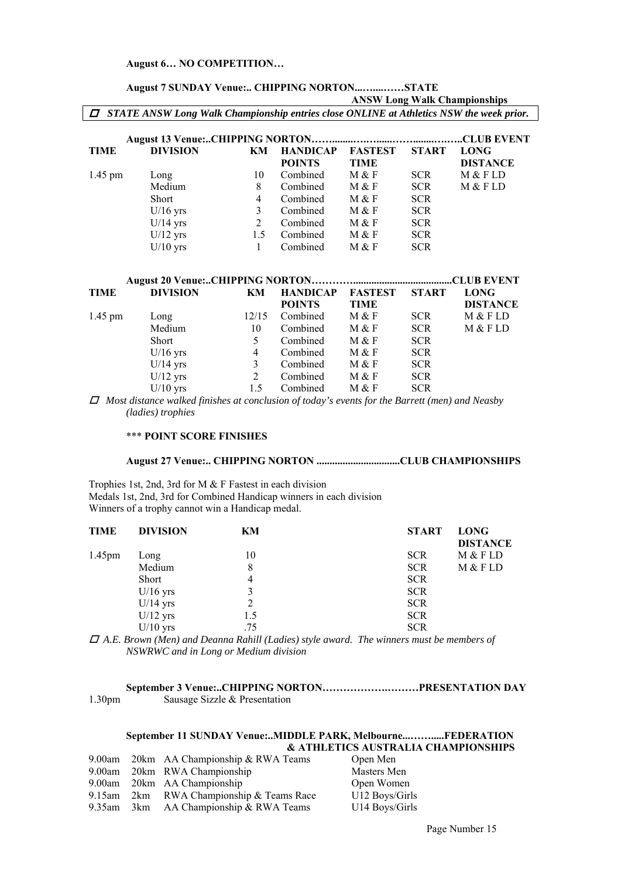**August 6… NO COMPETITION…**

**August 7 SUNDAY Venue:.. CHIPPING NORTON...…....……STATE ANSW Long Walk Championships**

*STATE ANSW Long Walk Championship entries close ONLINE at Athletics NSW the week prior.*

**August 13 Venue:..CHIPPING NORTON……........………......……........………..CLUB EVENT**

| TIME | DIVISION | KM | HANDICAP POINTS | FASTEST TIME | START | LONG DISTANCE |
|---|---|---|---|---|---|---|
| 1.45 pm | Long | 10 | Combined | M & F | SCR | M & F LD |
| | Medium | 8 | Combined | M & F | SCR | M & F LD |
| | Short | 4 | Combined | M & F | SCR | |
| | U/16 yrs | 3 | Combined | M & F | SCR | |
| | U/14 yrs | 2 | Combined | M & F | SCR | |
| | U/12 yrs | 1.5 | Combined | M & F | SCR | |
| | U/10 yrs | 1 | Combined | M & F | SCR | |

**August 20 Venue:..CHIPPING NORTON…………......................................CLUB EVENT**

| TIME | DIVISION | KM | HANDICAP POINTS | FASTEST TIME | START | LONG DISTANCE |
|---|---|---|---|---|---|---|
| 1.45 pm | Long | 12/15 | Combined | M & F | SCR | M & F LD |
| | Medium | 10 | Combined | M & F | SCR | M & F LD |
| | Short | 5 | Combined | M & F | SCR | |
| | U/16 yrs | 4 | Combined | M & F | SCR | |
| | U/14 yrs | 3 | Combined | M & F | SCR | |
| | U/12 yrs | 2 | Combined | M & F | SCR | |
| | U/10 yrs | 1.5 | Combined | M & F | SCR | |

*Most distance walked finishes at conclusion of today's events for the Barrett (men) and Neasby (ladies) trophies*

\*\*\* **POINT SCORE FINISHES**

**August 27 Venue:.. CHIPPING NORTON ................................CLUB CHAMPIONSHIPS**

Trophies 1st, 2nd, 3rd for M & F Fastest in each division
Medals 1st, 2nd, 3rd for Combined Handicap winners in each division
Winners of a trophy cannot win a Handicap medal.

| TIME | DIVISION | KM | START | LONG DISTANCE |
|---|---|---|---|---|
| 1.45pm | Long | 10 | SCR | M & F LD |
| | Medium | 8 | SCR | M & F LD |
| | Short | 4 | SCR | |
| | U/16 yrs | 3 | SCR | |
| | U/14 yrs | 2 | SCR | |
| | U/12 yrs | 1.5 | SCR | |
| | U/10 yrs | .75 | SCR | |

*A.E. Brown (Men) and Deanna Rahill (Ladies) style award. The winners must be members of NSWRWC and in Long or Medium division*

**September 3 Venue:..CHIPPING NORTON……………….………PRESENTATION DAY**

1.30pm Sausage Sizzle & Presentation

**September 11 SUNDAY Venue:..MIDDLE PARK, Melbourne...……......FEDERATION & ATHLETICS AUSTRALIA CHAMPIONSHIPS**

| | | | |
|---|---|---|---|
| 9.00am | 20km | AA Championship & RWA Teams | Open Men |
| 9.00am | 20km | RWA Championship | Masters Men |
| 9.00am | 20km | AA Championship | Open Women |
| 9.15am | 2km | RWA Championship & Teams Race | U12 Boys/Girls |
| 9.35am | 3km | AA Championship & RWA Teams | U14 Boys/Girls |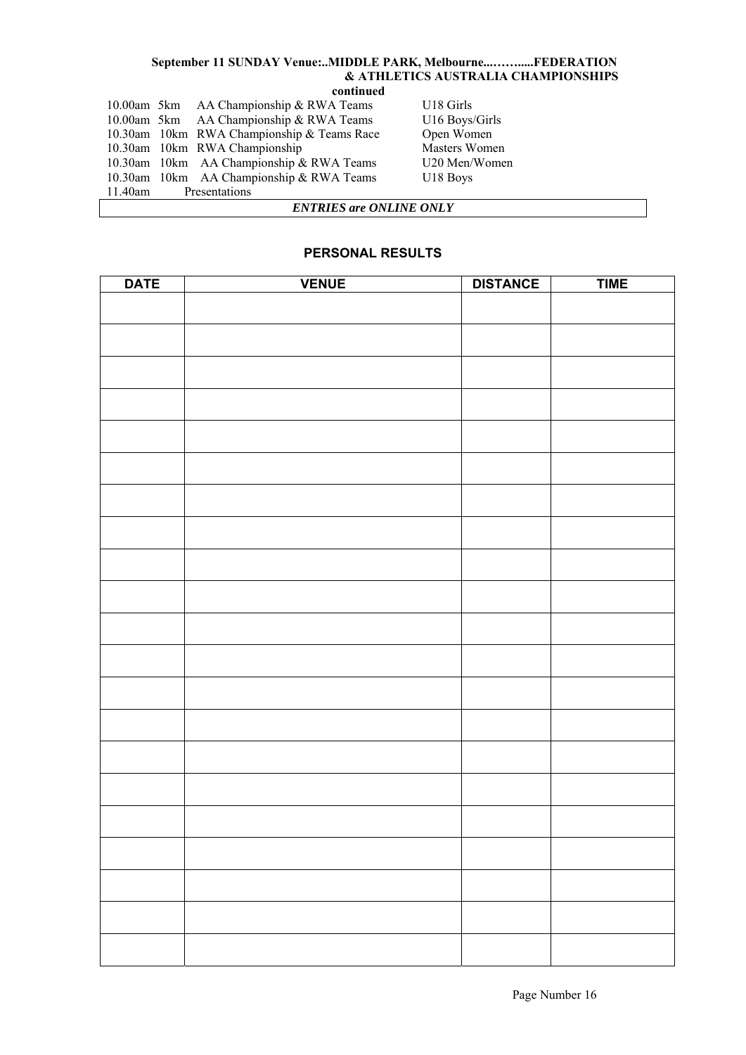**September 11 SUNDAY Venue:..MIDDLE PARK, Melbourne...……......FEDERATION & ATHLETICS AUSTRALIA CHAMPIONSHIPS continued**

| | | | |
|---|---|---|---|
| 10.00am | 5km | AA Championship & RWA Teams | U18 Girls |
| 10.00am | 5km | AA Championship & RWA Teams | U16 Boys/Girls |
| 10.30am | 10km | RWA Championship & Teams Race | Open Women |
| 10.30am | 10km | RWA Championship | Masters Women |
| 10.30am | 10km | AA Championship & RWA Teams | U20 Men/Women |
| 10.30am | 10km | AA Championship & RWA Teams | U18 Boys |
| 11.40am | | Presentations | |

***ENTRIES are ONLINE ONLY***

## PERSONAL RESULTS

| DATE | VENUE | DISTANCE | TIME |
|---|---|---|---|
| | | | |
| | | | |
| | | | |
| | | | |
| | | | |
| | | | |
| | | | |
| | | | |
| | | | |
| | | | |
| | | | |
| | | | |
| | | | |
| | | | |
| | | | |
| | | | |
| | | | |
| | | | |
| | | | |
| | | | |
| | | | |